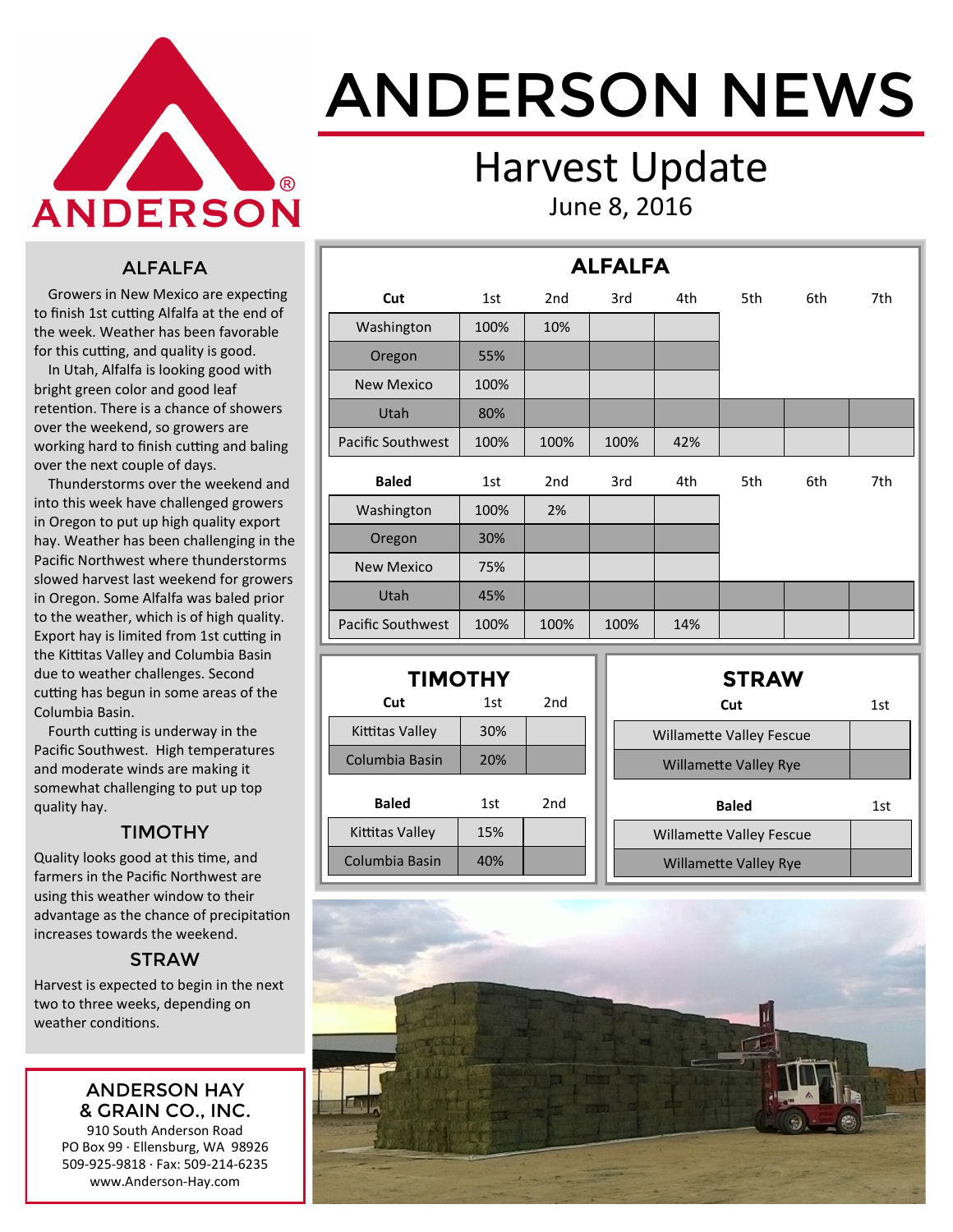# ANDERSON NEWS

## Harvest Update

June 8, 2016

### ALFALFA

Growers in New Mexico are expecting to finish 1st cutting Alfalfa at the end of the week. Weather has been favorable for this cutting, and quality is good.

In Utah, Alfalfa is looking good with bright green color and good leaf retention. There is a chance of showers over the weekend, so growers are working hard to finish cutting and baling over the next couple of days.

Thunderstorms over the weekend and into this week have challenged growers in Oregon to put up high quality export hay. Weather has been challenging in the Pacific Northwest where thunderstorms slowed harvest last weekend for growers in Oregon. Some Alfalfa was baled prior to the weather, which is of high quality. Export hay is limited from 1st cutting in the Kittitas Valley and Columbia Basin due to weather challenges. Second cutting has begun in some areas of the Columbia Basin.

Fourth cutting is underway in the Pacific Southwest. High temperatures and moderate winds are making it somewhat challenging to put up top quality hay.

### TIMOTHY

Quality looks good at this time, and farmers in the Pacific Northwest are using this weather window to their advantage as the chance of precipitation increases towards the weekend.

### STRAW

Harvest is expected to begin in the next two to three weeks, depending on weather conditions.

**ANDERSON HAY & GRAIN CO., INC.**
910 South Anderson Road
PO Box 99 · Ellensburg, WA 98926
509-925-9818 · Fax: 509-214-6235
www.Anderson-Hay.com

### ALFALFA

| Cut | 1st | 2nd | 3rd | 4th | 5th | 6th | 7th |
|---|---|---|---|---|---|---|---|
| Washington | 100% | 10% | | | | | |
| Oregon | 55% | | | | | | |
| New Mexico | 100% | | | | | | |
| Utah | 80% | | | | | | |
| Pacific Southwest | 100% | 100% | 100% | 42% | | | |

| Baled | 1st | 2nd | 3rd | 4th | 5th | 6th | 7th |
|---|---|---|---|---|---|---|---|
| Washington | 100% | 2% | | | | | |
| Oregon | 30% | | | | | | |
| New Mexico | 75% | | | | | | |
| Utah | 45% | | | | | | |
| Pacific Southwest | 100% | 100% | 100% | 14% | | | |

### TIMOTHY

| Cut | 1st | 2nd |
|---|---|---|
| Kittitas Valley | 30% | |
| Columbia Basin | 20% | |

| Baled | 1st | 2nd |
|---|---|---|
| Kittitas Valley | 15% | |
| Columbia Basin | 40% | |

### STRAW

| Cut | 1st |
|---|---|
| Willamette Valley Fescue | |
| Willamette Valley Rye | |

| Baled | 1st |
|---|---|
| Willamette Valley Fescue | |
| Willamette Valley Rye | |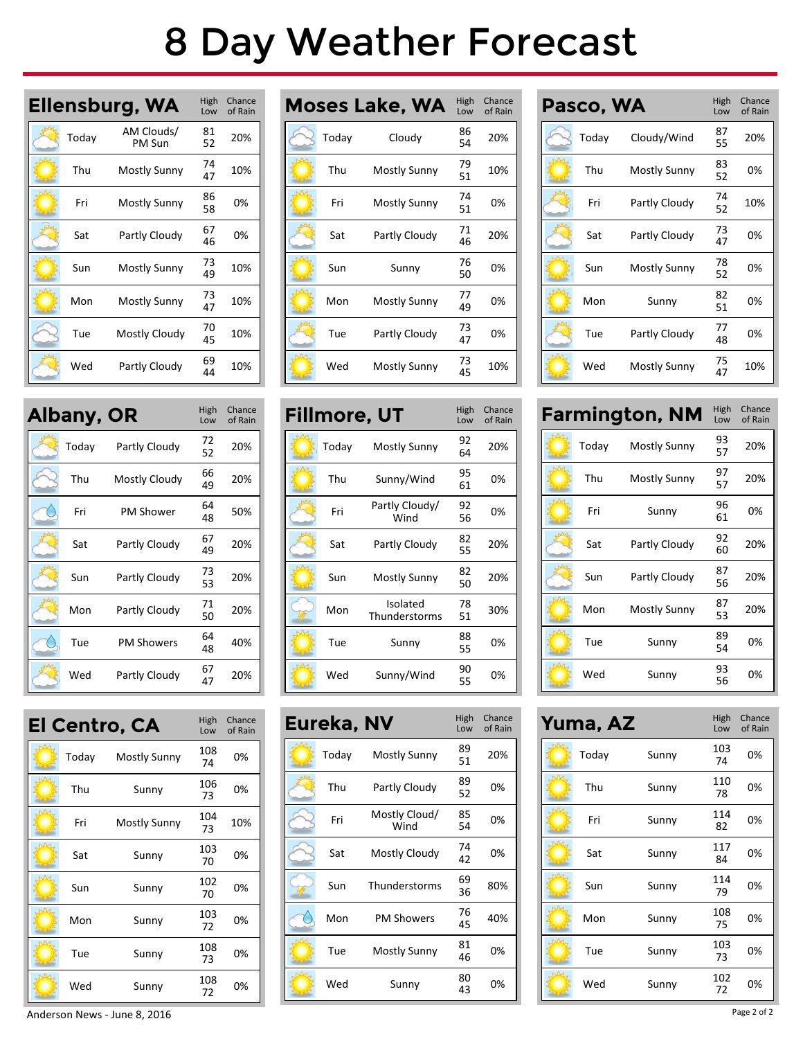# 8 Day Weather Forecast

## Ellensburg, WA

| | | High / Low | Chance of Rain |
|---|---|---|---|
| Today | AM Clouds/ PM Sun | 81 / 52 | 20% |
| Thu | Mostly Sunny | 74 / 47 | 10% |
| Fri | Mostly Sunny | 86 / 58 | 0% |
| Sat | Partly Cloudy | 67 / 46 | 0% |
| Sun | Mostly Sunny | 73 / 49 | 10% |
| Mon | Mostly Sunny | 73 / 47 | 10% |
| Tue | Mostly Cloudy | 70 / 45 | 10% |
| Wed | Partly Cloudy | 69 / 44 | 10% |

## Moses Lake, WA

| | | High / Low | Chance of Rain |
|---|---|---|---|
| Today | Cloudy | 86 / 54 | 20% |
| Thu | Mostly Sunny | 79 / 51 | 10% |
| Fri | Mostly Sunny | 74 / 51 | 0% |
| Sat | Partly Cloudy | 71 / 46 | 20% |
| Sun | Sunny | 76 / 50 | 0% |
| Mon | Mostly Sunny | 77 / 49 | 0% |
| Tue | Partly Cloudy | 73 / 47 | 0% |
| Wed | Mostly Sunny | 73 / 45 | 10% |

## Pasco, WA

| | | High / Low | Chance of Rain |
|---|---|---|---|
| Today | Cloudy/Wind | 87 / 55 | 20% |
| Thu | Mostly Sunny | 83 / 52 | 0% |
| Fri | Partly Cloudy | 74 / 52 | 10% |
| Sat | Partly Cloudy | 73 / 47 | 0% |
| Sun | Mostly Sunny | 78 / 52 | 0% |
| Mon | Sunny | 82 / 51 | 0% |
| Tue | Partly Cloudy | 77 / 48 | 0% |
| Wed | Mostly Sunny | 75 / 47 | 10% |

## Albany, OR

| | | High / Low | Chance of Rain |
|---|---|---|---|
| Today | Partly Cloudy | 72 / 52 | 20% |
| Thu | Mostly Cloudy | 66 / 49 | 20% |
| Fri | PM Shower | 64 / 48 | 50% |
| Sat | Partly Cloudy | 67 / 49 | 20% |
| Sun | Partly Cloudy | 73 / 53 | 20% |
| Mon | Partly Cloudy | 71 / 50 | 20% |
| Tue | PM Showers | 64 / 48 | 40% |
| Wed | Partly Cloudy | 67 / 47 | 20% |

## Fillmore, UT

| | | High / Low | Chance of Rain |
|---|---|---|---|
| Today | Mostly Sunny | 92 / 64 | 20% |
| Thu | Sunny/Wind | 95 / 61 | 0% |
| Fri | Partly Cloudy/ Wind | 92 / 56 | 0% |
| Sat | Partly Cloudy | 82 / 55 | 20% |
| Sun | Mostly Sunny | 82 / 50 | 20% |
| Mon | Isolated Thunderstorms | 78 / 51 | 30% |
| Tue | Sunny | 88 / 55 | 0% |
| Wed | Sunny/Wind | 90 / 55 | 0% |

## Farmington, NM

| | | High / Low | Chance of Rain |
|---|---|---|---|
| Today | Mostly Sunny | 93 / 57 | 20% |
| Thu | Mostly Sunny | 97 / 57 | 20% |
| Fri | Sunny | 96 / 61 | 0% |
| Sat | Partly Cloudy | 92 / 60 | 20% |
| Sun | Partly Cloudy | 87 / 56 | 20% |
| Mon | Mostly Sunny | 87 / 53 | 20% |
| Tue | Sunny | 89 / 54 | 0% |
| Wed | Sunny | 93 / 56 | 0% |

## El Centro, CA

| | | High / Low | Chance of Rain |
|---|---|---|---|
| Today | Mostly Sunny | 108 / 74 | 0% |
| Thu | Sunny | 106 / 73 | 0% |
| Fri | Mostly Sunny | 104 / 73 | 10% |
| Sat | Sunny | 103 / 70 | 0% |
| Sun | Sunny | 102 / 70 | 0% |
| Mon | Sunny | 103 / 72 | 0% |
| Tue | Sunny | 108 / 73 | 0% |
| Wed | Sunny | 108 / 72 | 0% |

## Eureka, NV

| | | High / Low | Chance of Rain |
|---|---|---|---|
| Today | Mostly Sunny | 89 / 51 | 20% |
| Thu | Partly Cloudy | 89 / 52 | 0% |
| Fri | Mostly Cloud/ Wind | 85 / 54 | 0% |
| Sat | Mostly Cloudy | 74 / 42 | 0% |
| Sun | Thunderstorms | 69 / 36 | 80% |
| Mon | PM Showers | 76 / 45 | 40% |
| Tue | Mostly Sunny | 81 / 46 | 0% |
| Wed | Sunny | 80 / 43 | 0% |

## Yuma, AZ

| | | High / Low | Chance of Rain |
|---|---|---|---|
| Today | Sunny | 103 / 74 | 0% |
| Thu | Sunny | 110 / 78 | 0% |
| Fri | Sunny | 114 / 82 | 0% |
| Sat | Sunny | 117 / 84 | 0% |
| Sun | Sunny | 114 / 79 | 0% |
| Mon | Sunny | 108 / 75 | 0% |
| Tue | Sunny | 103 / 73 | 0% |
| Wed | Sunny | 102 / 72 | 0% |

Anderson News - June 8, 2016